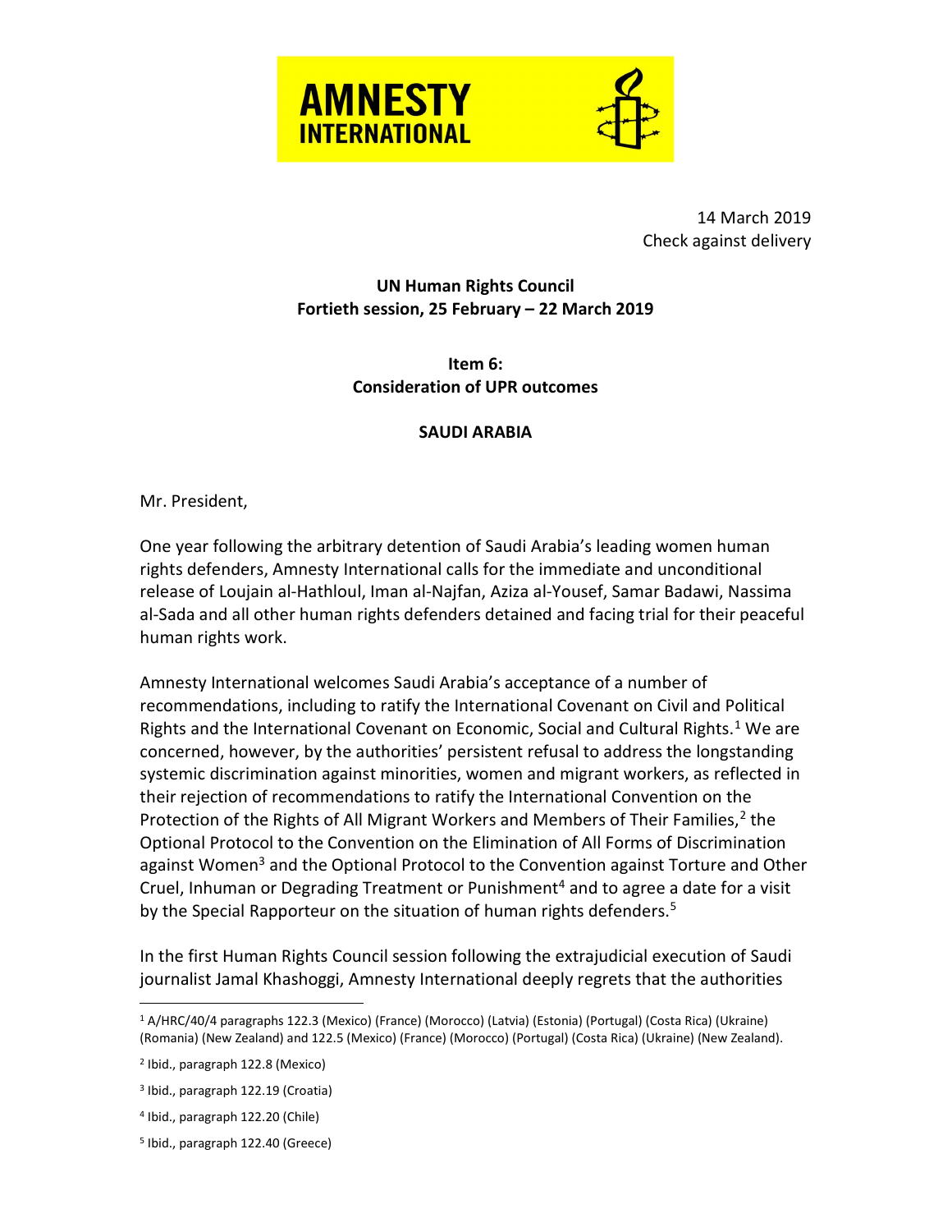**AMNESTY INTERNATIONAL**

14 March 2019
Check against delivery

**UN Human Rights Council**
**Fortieth session, 25 February – 22 March 2019**

**Item 6:**
**Consideration of UPR outcomes**

**SAUDI ARABIA**

Mr. President,

One year following the arbitrary detention of Saudi Arabia's leading women human rights defenders, Amnesty International calls for the immediate and unconditional release of Loujain al-Hathloul, Iman al-Najfan, Aziza al-Yousef, Samar Badawi, Nassima al-Sada and all other human rights defenders detained and facing trial for their peaceful human rights work.

Amnesty International welcomes Saudi Arabia's acceptance of a number of recommendations, including to ratify the International Covenant on Civil and Political Rights and the International Covenant on Economic, Social and Cultural Rights.[1] We are concerned, however, by the authorities' persistent refusal to address the longstanding systemic discrimination against minorities, women and migrant workers, as reflected in their rejection of recommendations to ratify the International Convention on the Protection of the Rights of All Migrant Workers and Members of Their Families,[2] the Optional Protocol to the Convention on the Elimination of All Forms of Discrimination against Women[3] and the Optional Protocol to the Convention against Torture and Other Cruel, Inhuman or Degrading Treatment or Punishment[4] and to agree a date for a visit by the Special Rapporteur on the situation of human rights defenders.[5]

In the first Human Rights Council session following the extrajudicial execution of Saudi journalist Jamal Khashoggi, Amnesty International deeply regrets that the authorities

---

[1] A/HRC/40/4 paragraphs 122.3 (Mexico) (France) (Morocco) (Latvia) (Estonia) (Portugal) (Costa Rica) (Ukraine) (Romania) (New Zealand) and 122.5 (Mexico) (France) (Morocco) (Portugal) (Costa Rica) (Ukraine) (New Zealand).

[2] Ibid., paragraph 122.8 (Mexico)

[3] Ibid., paragraph 122.19 (Croatia)

[4] Ibid., paragraph 122.20 (Chile)

[5] Ibid., paragraph 122.40 (Greece)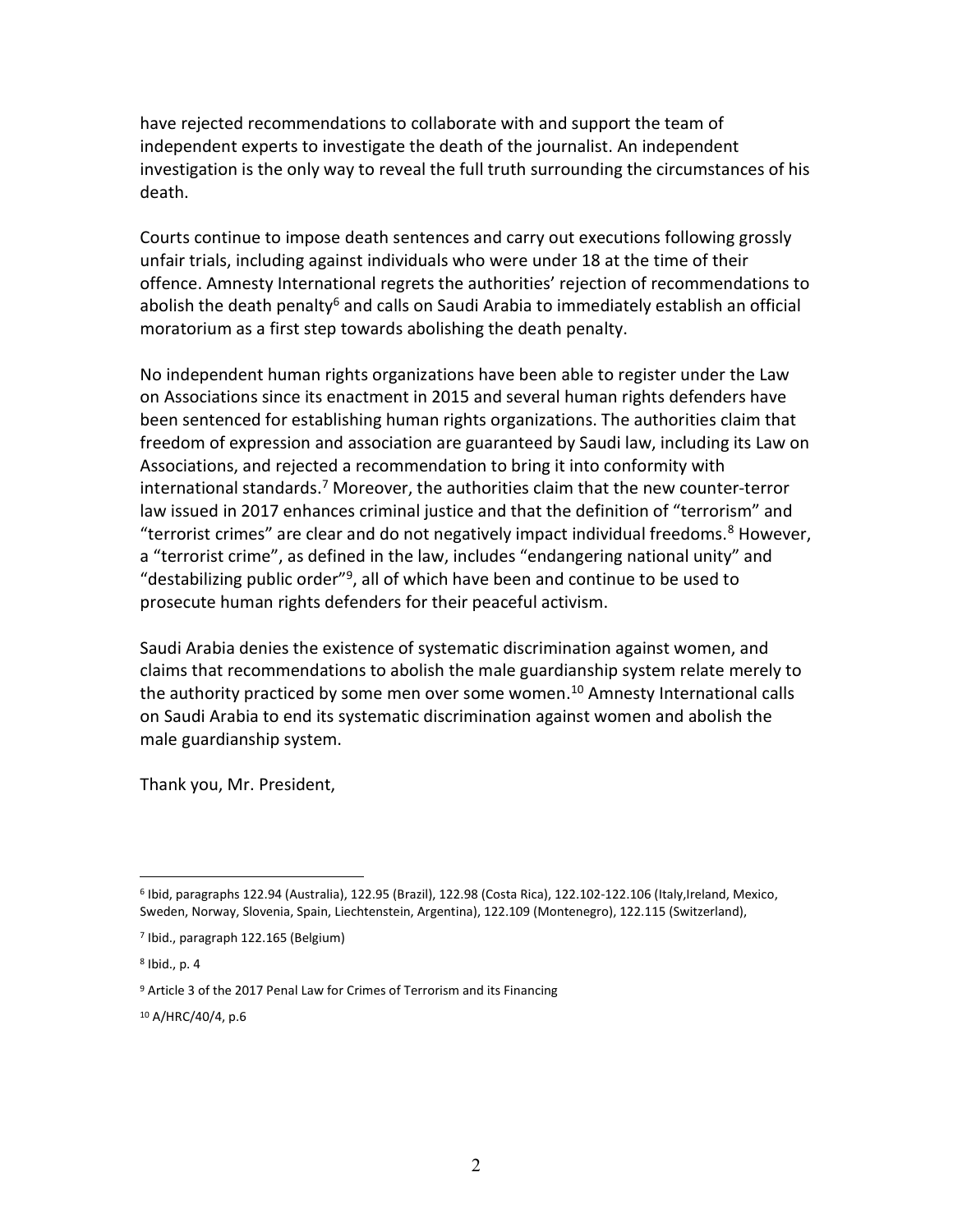have rejected recommendations to collaborate with and support the team of independent experts to investigate the death of the journalist. An independent investigation is the only way to reveal the full truth surrounding the circumstances of his death.

Courts continue to impose death sentences and carry out executions following grossly unfair trials, including against individuals who were under 18 at the time of their offence. Amnesty International regrets the authorities' rejection of recommendations to abolish the death penalty[6] and calls on Saudi Arabia to immediately establish an official moratorium as a first step towards abolishing the death penalty.

No independent human rights organizations have been able to register under the Law on Associations since its enactment in 2015 and several human rights defenders have been sentenced for establishing human rights organizations. The authorities claim that freedom of expression and association are guaranteed by Saudi law, including its Law on Associations, and rejected a recommendation to bring it into conformity with international standards.[7] Moreover, the authorities claim that the new counter-terror law issued in 2017 enhances criminal justice and that the definition of "terrorism" and "terrorist crimes" are clear and do not negatively impact individual freedoms.[8] However, a "terrorist crime", as defined in the law, includes "endangering national unity" and "destabilizing public order"[9], all of which have been and continue to be used to prosecute human rights defenders for their peaceful activism.

Saudi Arabia denies the existence of systematic discrimination against women, and claims that recommendations to abolish the male guardianship system relate merely to the authority practiced by some men over some women.[10] Amnesty International calls on Saudi Arabia to end its systematic discrimination against women and abolish the male guardianship system.

Thank you, Mr. President,

---

[6] Ibid, paragraphs 122.94 (Australia), 122.95 (Brazil), 122.98 (Costa Rica), 122.102-122.106 (Italy,Ireland, Mexico, Sweden, Norway, Slovenia, Spain, Liechtenstein, Argentina), 122.109 (Montenegro), 122.115 (Switzerland),

[7] Ibid., paragraph 122.165 (Belgium)

[8] Ibid., p. 4

[9] Article 3 of the 2017 Penal Law for Crimes of Terrorism and its Financing

[10] A/HRC/40/4, p.6